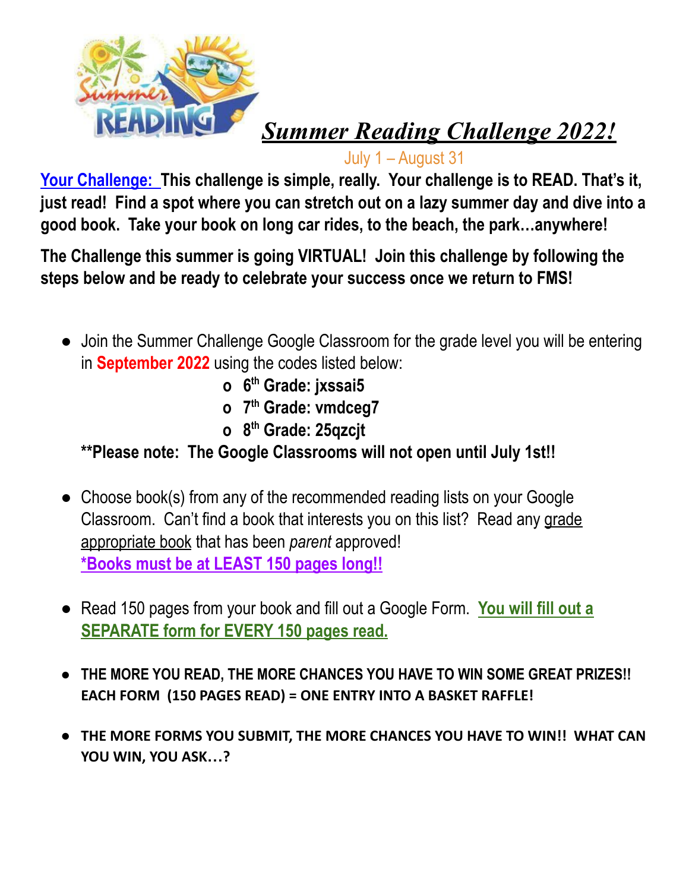# *Summer Reading Challenge 2022!*

July 1 – August 31

**Your Challenge: This challenge is simple, really. Your challenge is to READ. That's it, just read! Find a spot where you can stretch out on a lazy summer day and dive into a good book. Take your book on long car rides, to the beach, the park…anywhere!**

**The Challenge this summer is going VIRTUAL! Join this challenge by following the steps below and be ready to celebrate your success once we return to FMS!**

- Join the Summer Challenge Google Classroom for the grade level you will be entering in **September 2022** using the codes listed below:
  - **6th Grade: jxssai5**
  - **7th Grade: vmdceg7**
  - **8th Grade: 25qzcjt**

  **\*\*Please note: The Google Classrooms will not open until July 1st!!**

- Choose book(s) from any of the recommended reading lists on your Google Classroom. Can't find a book that interests you on this list? Read any grade appropriate book that has been *parent* approved!
  **\*Books must be at LEAST 150 pages long!!**

- Read 150 pages from your book and fill out a Google Form. **You will fill out a SEPARATE form for EVERY 150 pages read.**

- **THE MORE YOU READ, THE MORE CHANCES YOU HAVE TO WIN SOME GREAT PRIZES!! EACH FORM (150 PAGES READ) = ONE ENTRY INTO A BASKET RAFFLE!**

- **THE MORE FORMS YOU SUBMIT, THE MORE CHANCES YOU HAVE TO WIN!! WHAT CAN YOU WIN, YOU ASK…?**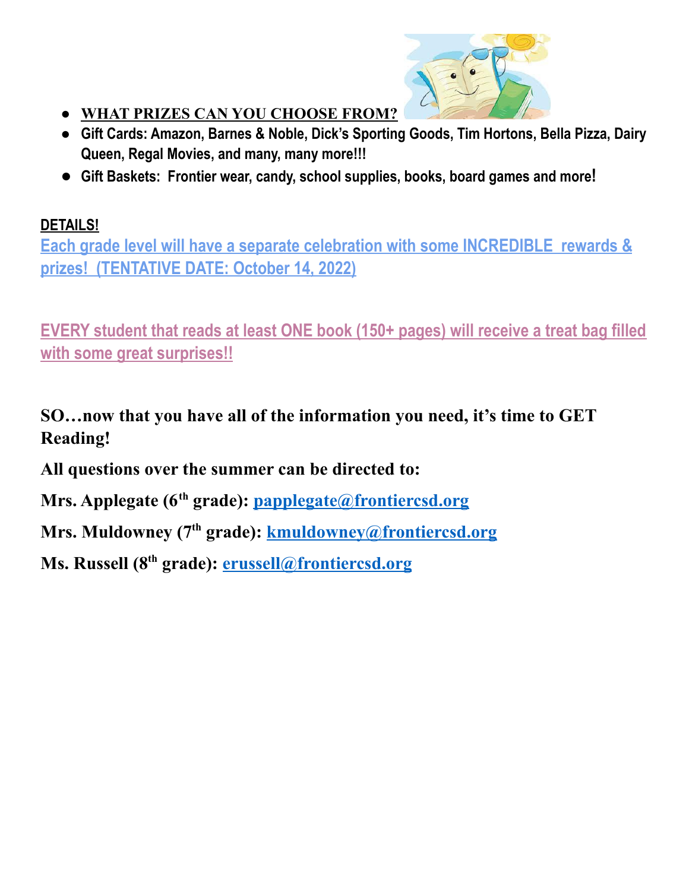- **WHAT PRIZES CAN YOU CHOOSE FROM?**
- **Gift Cards: Amazon, Barnes & Noble, Dick's Sporting Goods, Tim Hortons, Bella Pizza, Dairy Queen, Regal Movies, and many, many more!!!**
- **Gift Baskets: Frontier wear, candy, school supplies, books, board games and more!**

**DETAILS!**

**Each grade level will have a separate celebration with some INCREDIBLE rewards & prizes! (TENTATIVE DATE: October 14, 2022)**

**EVERY student that reads at least ONE book (150+ pages) will receive a treat bag filled with some great surprises!!**

**SO…now that you have all of the information you need, it's time to GET Reading!**

**All questions over the summer can be directed to:**

**Mrs. Applegate (6th grade): papplegate@frontiercsd.org**

**Mrs. Muldowney (7th grade): kmuldowney@frontiercsd.org**

**Ms. Russell (8th grade): erussell@frontiercsd.org**